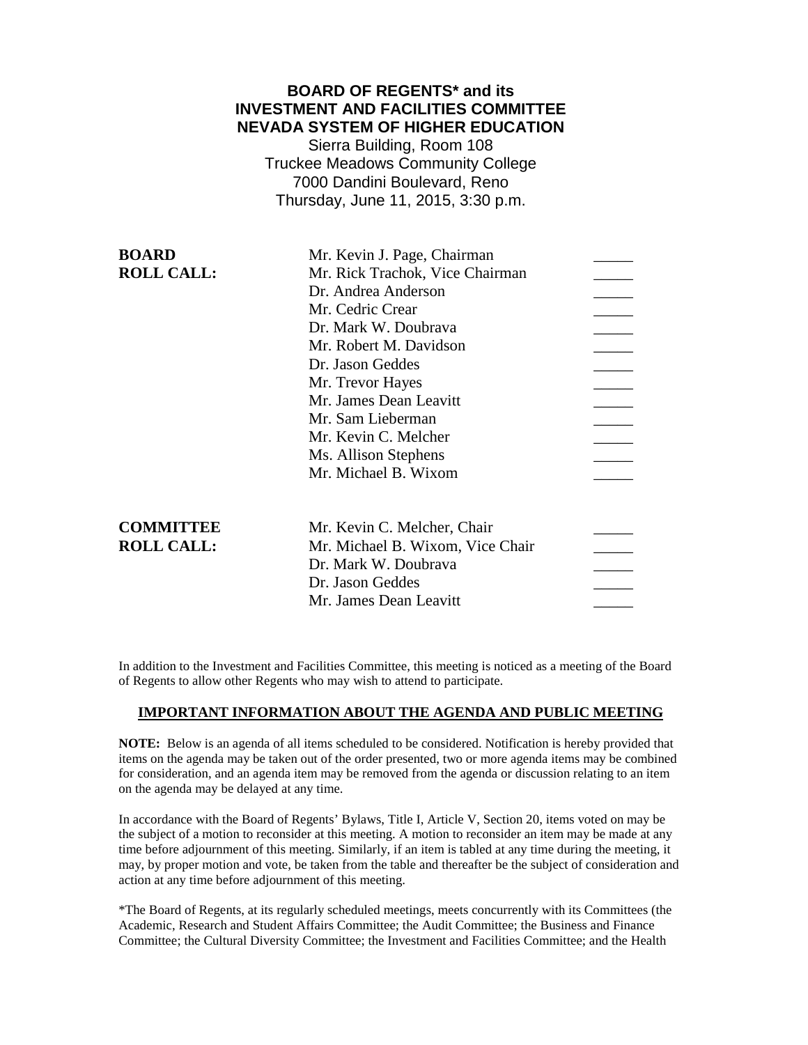**BOARD OF REGENTS* and its**
**INVESTMENT AND FACILITIES COMMITTEE**
**NEVADA SYSTEM OF HIGHER EDUCATION**

Sierra Building, Room 108
Truckee Meadows Community College
7000 Dandini Boulevard, Reno
Thursday, June 11, 2015, 3:30 p.m.

| | | |
|---|---|---|
| **BOARD ROLL CALL:** | Mr. Kevin J. Page, Chairman | _____ |
| | Mr. Rick Trachok, Vice Chairman | _____ |
| | Dr. Andrea Anderson | _____ |
| | Mr. Cedric Crear | _____ |
| | Dr. Mark W. Doubrava | _____ |
| | Mr. Robert M. Davidson | _____ |
| | Dr. Jason Geddes | _____ |
| | Mr. Trevor Hayes | _____ |
| | Mr. James Dean Leavitt | _____ |
| | Mr. Sam Lieberman | _____ |
| | Mr. Kevin C. Melcher | _____ |
| | Ms. Allison Stephens | _____ |
| | Mr. Michael B. Wixom | _____ |

| | | |
|---|---|---|
| **COMMITTEE ROLL CALL:** | Mr. Kevin C. Melcher, Chair | _____ |
| | Mr. Michael B. Wixom, Vice Chair | _____ |
| | Dr. Mark W. Doubrava | _____ |
| | Dr. Jason Geddes | _____ |
| | Mr. James Dean Leavitt | _____ |

In addition to the Investment and Facilities Committee, this meeting is noticed as a meeting of the Board of Regents to allow other Regents who may wish to attend to participate.

## IMPORTANT INFORMATION ABOUT THE AGENDA AND PUBLIC MEETING

**NOTE:** Below is an agenda of all items scheduled to be considered. Notification is hereby provided that items on the agenda may be taken out of the order presented, two or more agenda items may be combined for consideration, and an agenda item may be removed from the agenda or discussion relating to an item on the agenda may be delayed at any time.

In accordance with the Board of Regents' Bylaws, Title I, Article V, Section 20, items voted on may be the subject of a motion to reconsider at this meeting. A motion to reconsider an item may be made at any time before adjournment of this meeting. Similarly, if an item is tabled at any time during the meeting, it may, by proper motion and vote, be taken from the table and thereafter be the subject of consideration and action at any time before adjournment of this meeting.

*The Board of Regents, at its regularly scheduled meetings, meets concurrently with its Committees (the Academic, Research and Student Affairs Committee; the Audit Committee; the Business and Finance Committee; the Cultural Diversity Committee; the Investment and Facilities Committee; and the Health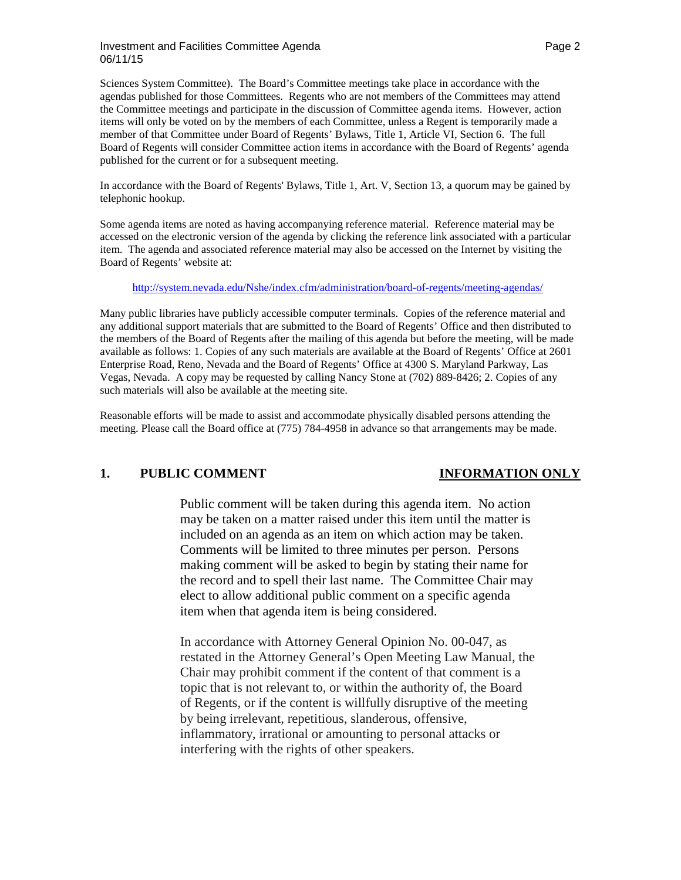Sciences System Committee). The Board's Committee meetings take place in accordance with the agendas published for those Committees. Regents who are not members of the Committees may attend the Committee meetings and participate in the discussion of Committee agenda items. However, action items will only be voted on by the members of each Committee, unless a Regent is temporarily made a member of that Committee under Board of Regents' Bylaws, Title 1, Article VI, Section 6. The full Board of Regents will consider Committee action items in accordance with the Board of Regents' agenda published for the current or for a subsequent meeting.

In accordance with the Board of Regents' Bylaws, Title 1, Art. V, Section 13, a quorum may be gained by telephonic hookup.

Some agenda items are noted as having accompanying reference material. Reference material may be accessed on the electronic version of the agenda by clicking the reference link associated with a particular item. The agenda and associated reference material may also be accessed on the Internet by visiting the Board of Regents' website at:

http://system.nevada.edu/Nshe/index.cfm/administration/board-of-regents/meeting-agendas/

Many public libraries have publicly accessible computer terminals. Copies of the reference material and any additional support materials that are submitted to the Board of Regents' Office and then distributed to the members of the Board of Regents after the mailing of this agenda but before the meeting, will be made available as follows: 1. Copies of any such materials are available at the Board of Regents' Office at 2601 Enterprise Road, Reno, Nevada and the Board of Regents' Office at 4300 S. Maryland Parkway, Las Vegas, Nevada. A copy may be requested by calling Nancy Stone at (702) 889-8426; 2. Copies of any such materials will also be available at the meeting site.

Reasonable efforts will be made to assist and accommodate physically disabled persons attending the meeting. Please call the Board office at (775) 784-4958 in advance so that arrangements may be made.

## 1. PUBLIC COMMENT — INFORMATION ONLY

Public comment will be taken during this agenda item. No action may be taken on a matter raised under this item until the matter is included on an agenda as an item on which action may be taken. Comments will be limited to three minutes per person. Persons making comment will be asked to begin by stating their name for the record and to spell their last name. The Committee Chair may elect to allow additional public comment on a specific agenda item when that agenda item is being considered.

In accordance with Attorney General Opinion No. 00-047, as restated in the Attorney General's Open Meeting Law Manual, the Chair may prohibit comment if the content of that comment is a topic that is not relevant to, or within the authority of, the Board of Regents, or if the content is willfully disruptive of the meeting by being irrelevant, repetitious, slanderous, offensive, inflammatory, irrational or amounting to personal attacks or interfering with the rights of other speakers.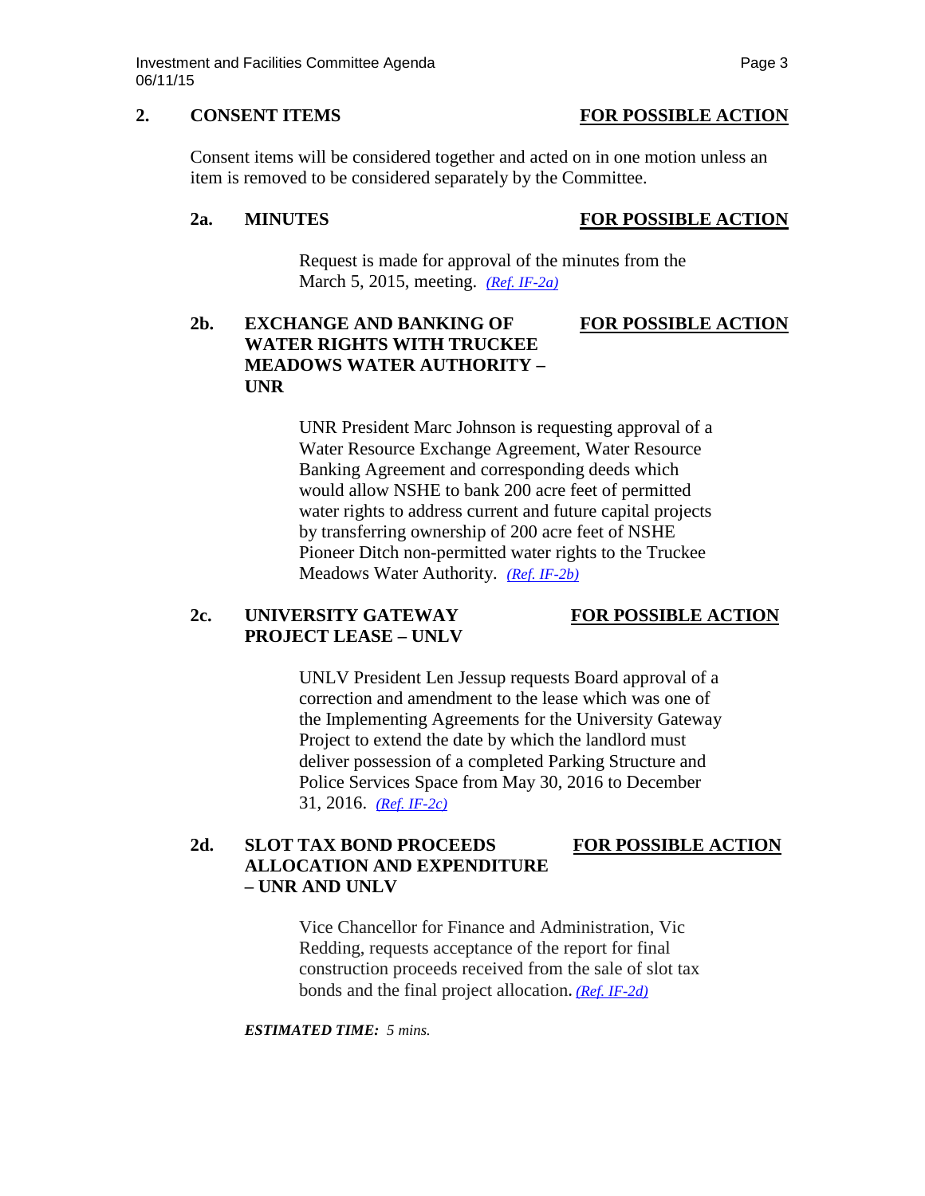## 2. CONSENT ITEMS — FOR POSSIBLE ACTION

Consent items will be considered together and acted on in one motion unless an item is removed to be considered separately by the Committee.

### 2a. MINUTES — FOR POSSIBLE ACTION

Request is made for approval of the minutes from the March 5, 2015, meeting. *(Ref. IF-2a)*

### 2b. EXCHANGE AND BANKING OF WATER RIGHTS WITH TRUCKEE MEADOWS WATER AUTHORITY – UNR — FOR POSSIBLE ACTION

UNR President Marc Johnson is requesting approval of a Water Resource Exchange Agreement, Water Resource Banking Agreement and corresponding deeds which would allow NSHE to bank 200 acre feet of permitted water rights to address current and future capital projects by transferring ownership of 200 acre feet of NSHE Pioneer Ditch non-permitted water rights to the Truckee Meadows Water Authority. *(Ref. IF-2b)*

### 2c. UNIVERSITY GATEWAY PROJECT LEASE – UNLV — FOR POSSIBLE ACTION

UNLV President Len Jessup requests Board approval of a correction and amendment to the lease which was one of the Implementing Agreements for the University Gateway Project to extend the date by which the landlord must deliver possession of a completed Parking Structure and Police Services Space from May 30, 2016 to December 31, 2016. *(Ref. IF-2c)*

### 2d. SLOT TAX BOND PROCEEDS ALLOCATION AND EXPENDITURE – UNR AND UNLV — FOR POSSIBLE ACTION

Vice Chancellor for Finance and Administration, Vic Redding, requests acceptance of the report for final construction proceeds received from the sale of slot tax bonds and the final project allocation. *(Ref. IF-2d)*

***ESTIMATED TIME:*** *5 mins.*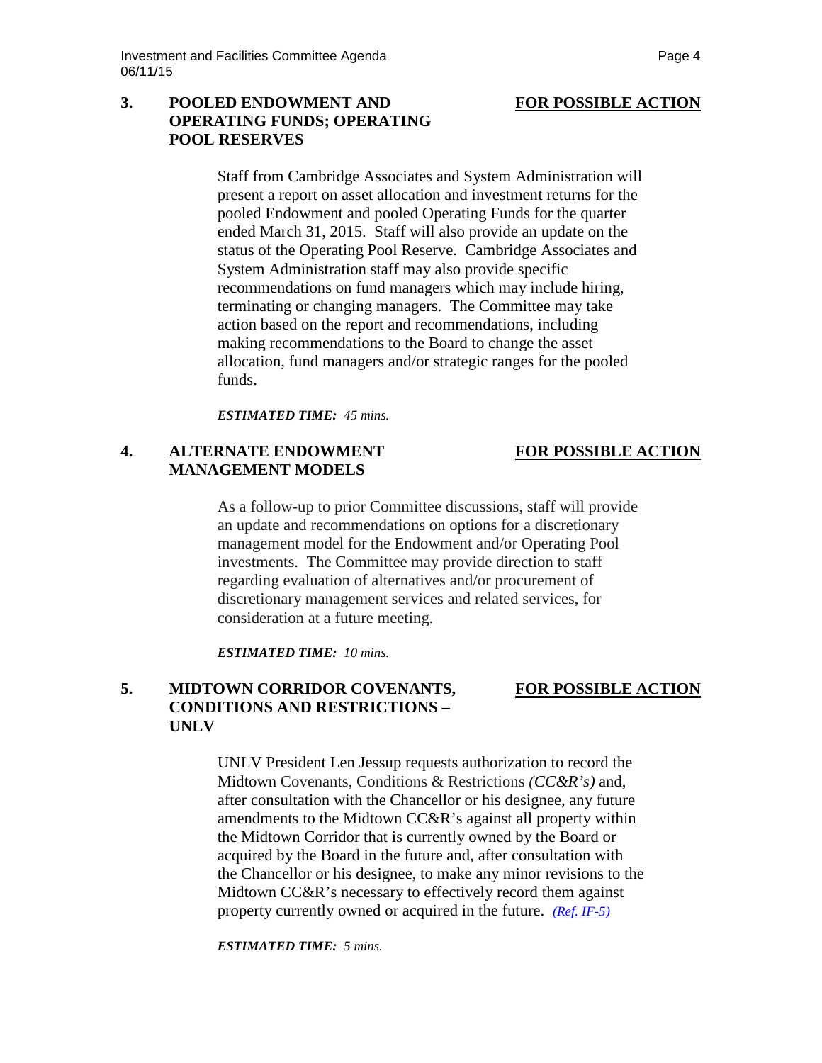## 3. POOLED ENDOWMENT AND OPERATING FUNDS; OPERATING POOL RESERVES

**FOR POSSIBLE ACTION**

Staff from Cambridge Associates and System Administration will present a report on asset allocation and investment returns for the pooled Endowment and pooled Operating Funds for the quarter ended March 31, 2015. Staff will also provide an update on the status of the Operating Pool Reserve. Cambridge Associates and System Administration staff may also provide specific recommendations on fund managers which may include hiring, terminating or changing managers. The Committee may take action based on the report and recommendations, including making recommendations to the Board to change the asset allocation, fund managers and/or strategic ranges for the pooled funds.

***ESTIMATED TIME:*** *45 mins.*

## 4. ALTERNATE ENDOWMENT MANAGEMENT MODELS

**FOR POSSIBLE ACTION**

As a follow-up to prior Committee discussions, staff will provide an update and recommendations on options for a discretionary management model for the Endowment and/or Operating Pool investments. The Committee may provide direction to staff regarding evaluation of alternatives and/or procurement of discretionary management services and related services, for consideration at a future meeting.

***ESTIMATED TIME:*** *10 mins.*

## 5. MIDTOWN CORRIDOR COVENANTS, CONDITIONS AND RESTRICTIONS – UNLV

**FOR POSSIBLE ACTION**

UNLV President Len Jessup requests authorization to record the Midtown Covenants, Conditions & Restrictions *(CC&R's)* and, after consultation with the Chancellor or his designee, any future amendments to the Midtown CC&R's against all property within the Midtown Corridor that is currently owned by the Board or acquired by the Board in the future and, after consultation with the Chancellor or his designee, to make any minor revisions to the Midtown CC&R's necessary to effectively record them against property currently owned or acquired in the future. *(Ref. IF-5)*

***ESTIMATED TIME:*** *5 mins.*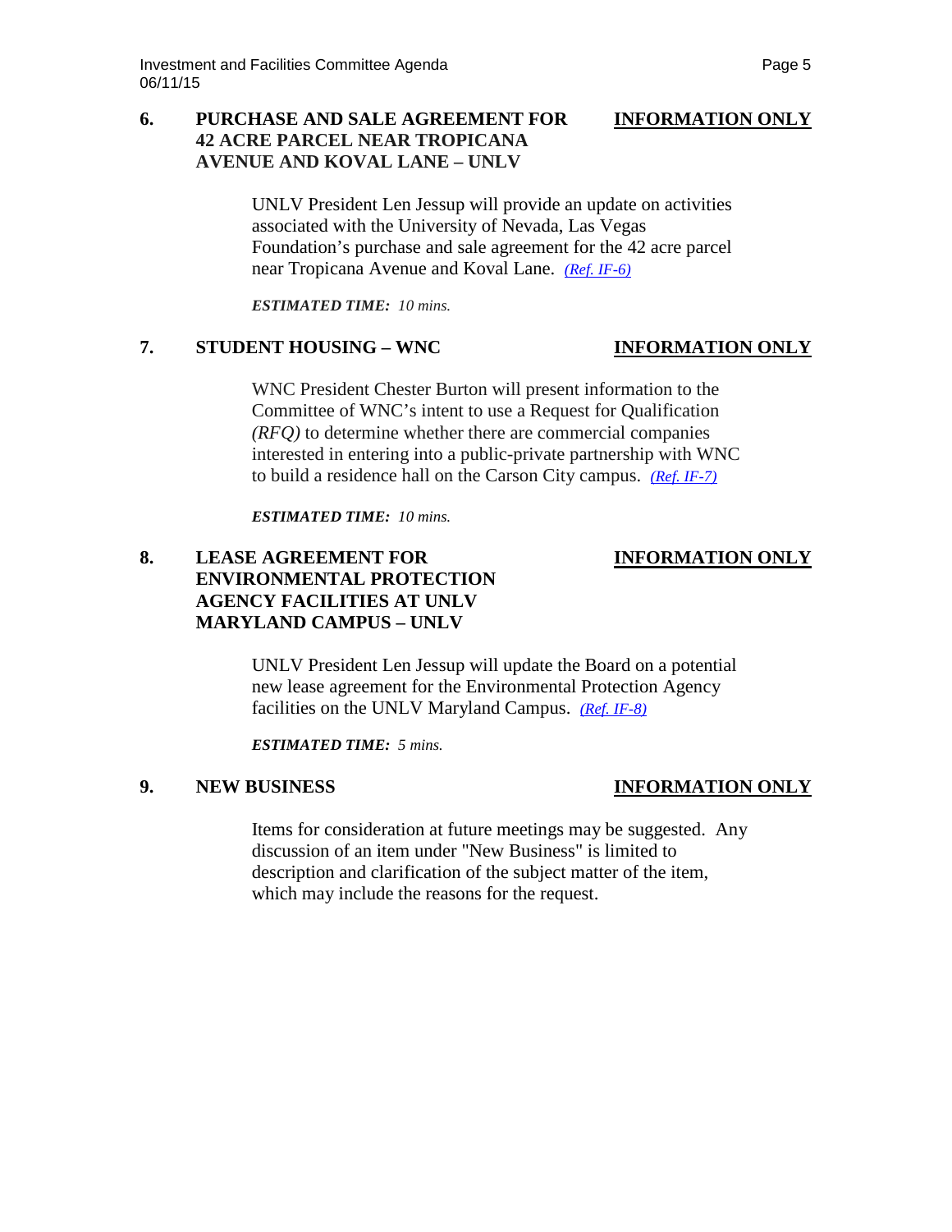### 6. PURCHASE AND SALE AGREEMENT FOR 42 ACRE PARCEL NEAR TROPICANA AVENUE AND KOVAL LANE – UNLV

**INFORMATION ONLY**

UNLV President Len Jessup will provide an update on activities associated with the University of Nevada, Las Vegas Foundation's purchase and sale agreement for the 42 acre parcel near Tropicana Avenue and Koval Lane. *(Ref. IF-6)*

***ESTIMATED TIME:*** *10 mins.*

### 7. STUDENT HOUSING – WNC

**INFORMATION ONLY**

WNC President Chester Burton will present information to the Committee of WNC's intent to use a Request for Qualification *(RFQ)* to determine whether there are commercial companies interested in entering into a public-private partnership with WNC to build a residence hall on the Carson City campus. *(Ref. IF-7)*

***ESTIMATED TIME:*** *10 mins.*

### 8. LEASE AGREEMENT FOR ENVIRONMENTAL PROTECTION AGENCY FACILITIES AT UNLV MARYLAND CAMPUS – UNLV

**INFORMATION ONLY**

UNLV President Len Jessup will update the Board on a potential new lease agreement for the Environmental Protection Agency facilities on the UNLV Maryland Campus. *(Ref. IF-8)*

***ESTIMATED TIME:*** *5 mins.*

### 9. NEW BUSINESS

**INFORMATION ONLY**

Items for consideration at future meetings may be suggested. Any discussion of an item under "New Business" is limited to description and clarification of the subject matter of the item, which may include the reasons for the request.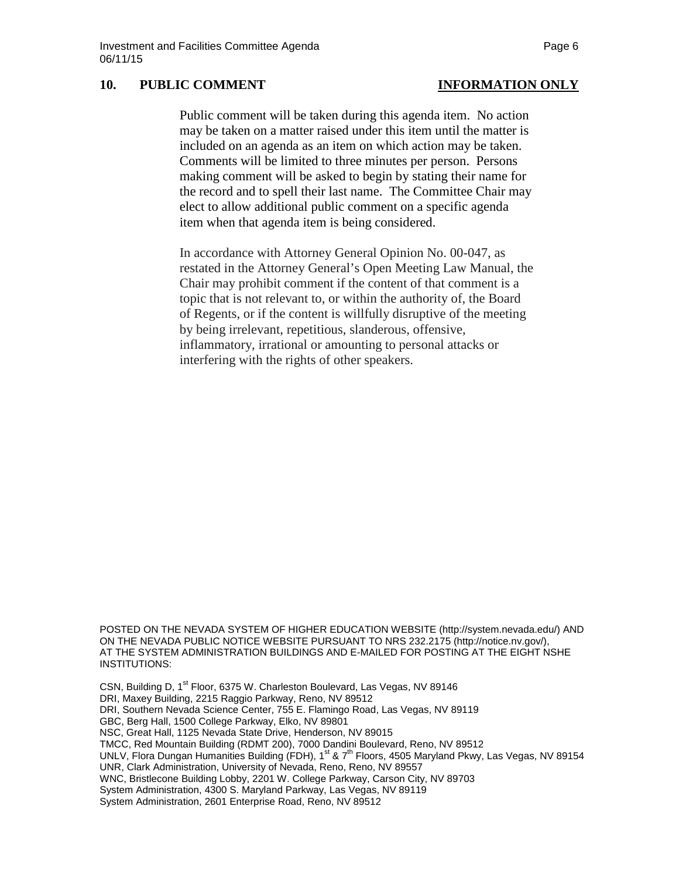## 10. PUBLIC COMMENT **INFORMATION ONLY**

Public comment will be taken during this agenda item. No action may be taken on a matter raised under this item until the matter is included on an agenda as an item on which action may be taken. Comments will be limited to three minutes per person. Persons making comment will be asked to begin by stating their name for the record and to spell their last name. The Committee Chair may elect to allow additional public comment on a specific agenda item when that agenda item is being considered.

In accordance with Attorney General Opinion No. 00-047, as restated in the Attorney General's Open Meeting Law Manual, the Chair may prohibit comment if the content of that comment is a topic that is not relevant to, or within the authority of, the Board of Regents, or if the content is willfully disruptive of the meeting by being irrelevant, repetitious, slanderous, offensive, inflammatory, irrational or amounting to personal attacks or interfering with the rights of other speakers.

POSTED ON THE NEVADA SYSTEM OF HIGHER EDUCATION WEBSITE (http://system.nevada.edu/) AND ON THE NEVADA PUBLIC NOTICE WEBSITE PURSUANT TO NRS 232.2175 (http://notice.nv.gov/), AT THE SYSTEM ADMINISTRATION BUILDINGS AND E-MAILED FOR POSTING AT THE EIGHT NSHE INSTITUTIONS:

CSN, Building D, 1st Floor, 6375 W. Charleston Boulevard, Las Vegas, NV 89146
DRI, Maxey Building, 2215 Raggio Parkway, Reno, NV 89512
DRI, Southern Nevada Science Center, 755 E. Flamingo Road, Las Vegas, NV 89119
GBC, Berg Hall, 1500 College Parkway, Elko, NV 89801
NSC, Great Hall, 1125 Nevada State Drive, Henderson, NV 89015
TMCC, Red Mountain Building (RDMT 200), 7000 Dandini Boulevard, Reno, NV 89512
UNLV, Flora Dungan Humanities Building (FDH), 1st & 7th Floors, 4505 Maryland Pkwy, Las Vegas, NV 89154
UNR, Clark Administration, University of Nevada, Reno, Reno, NV 89557
WNC, Bristlecone Building Lobby, 2201 W. College Parkway, Carson City, NV 89703
System Administration, 4300 S. Maryland Parkway, Las Vegas, NV 89119
System Administration, 2601 Enterprise Road, Reno, NV 89512